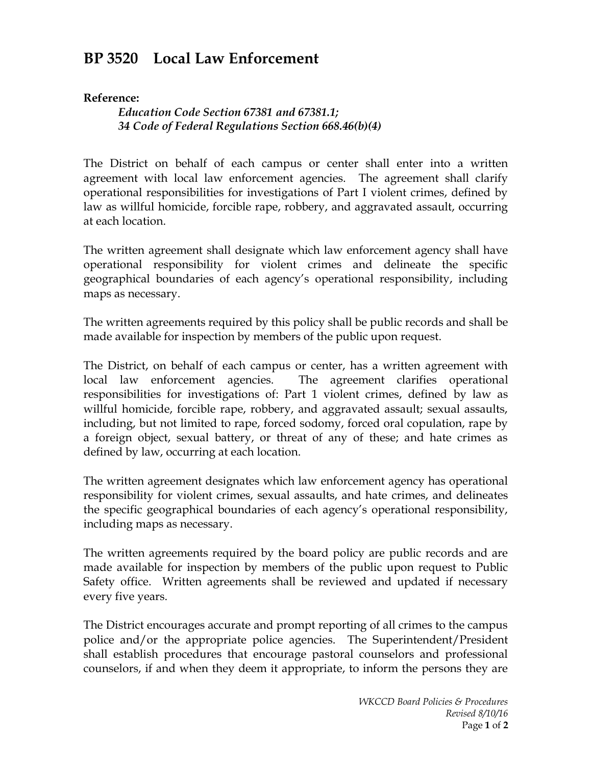# BP 3520 Local Law Enforcement

**Reference:**

*Education Code Section 67381 and 67381.1;*
*34 Code of Federal Regulations Section 668.46(b)(4)*

The District on behalf of each campus or center shall enter into a written agreement with local law enforcement agencies. The agreement shall clarify operational responsibilities for investigations of Part I violent crimes, defined by law as willful homicide, forcible rape, robbery, and aggravated assault, occurring at each location.

The written agreement shall designate which law enforcement agency shall have operational responsibility for violent crimes and delineate the specific geographical boundaries of each agency's operational responsibility, including maps as necessary.

The written agreements required by this policy shall be public records and shall be made available for inspection by members of the public upon request.

The District, on behalf of each campus or center, has a written agreement with local law enforcement agencies. The agreement clarifies operational responsibilities for investigations of: Part 1 violent crimes, defined by law as willful homicide, forcible rape, robbery, and aggravated assault; sexual assaults, including, but not limited to rape, forced sodomy, forced oral copulation, rape by a foreign object, sexual battery, or threat of any of these; and hate crimes as defined by law, occurring at each location.

The written agreement designates which law enforcement agency has operational responsibility for violent crimes, sexual assaults, and hate crimes, and delineates the specific geographical boundaries of each agency's operational responsibility, including maps as necessary.

The written agreements required by the board policy are public records and are made available for inspection by members of the public upon request to Public Safety office. Written agreements shall be reviewed and updated if necessary every five years.

The District encourages accurate and prompt reporting of all crimes to the campus police and/or the appropriate police agencies. The Superintendent/President shall establish procedures that encourage pastoral counselors and professional counselors, if and when they deem it appropriate, to inform the persons they are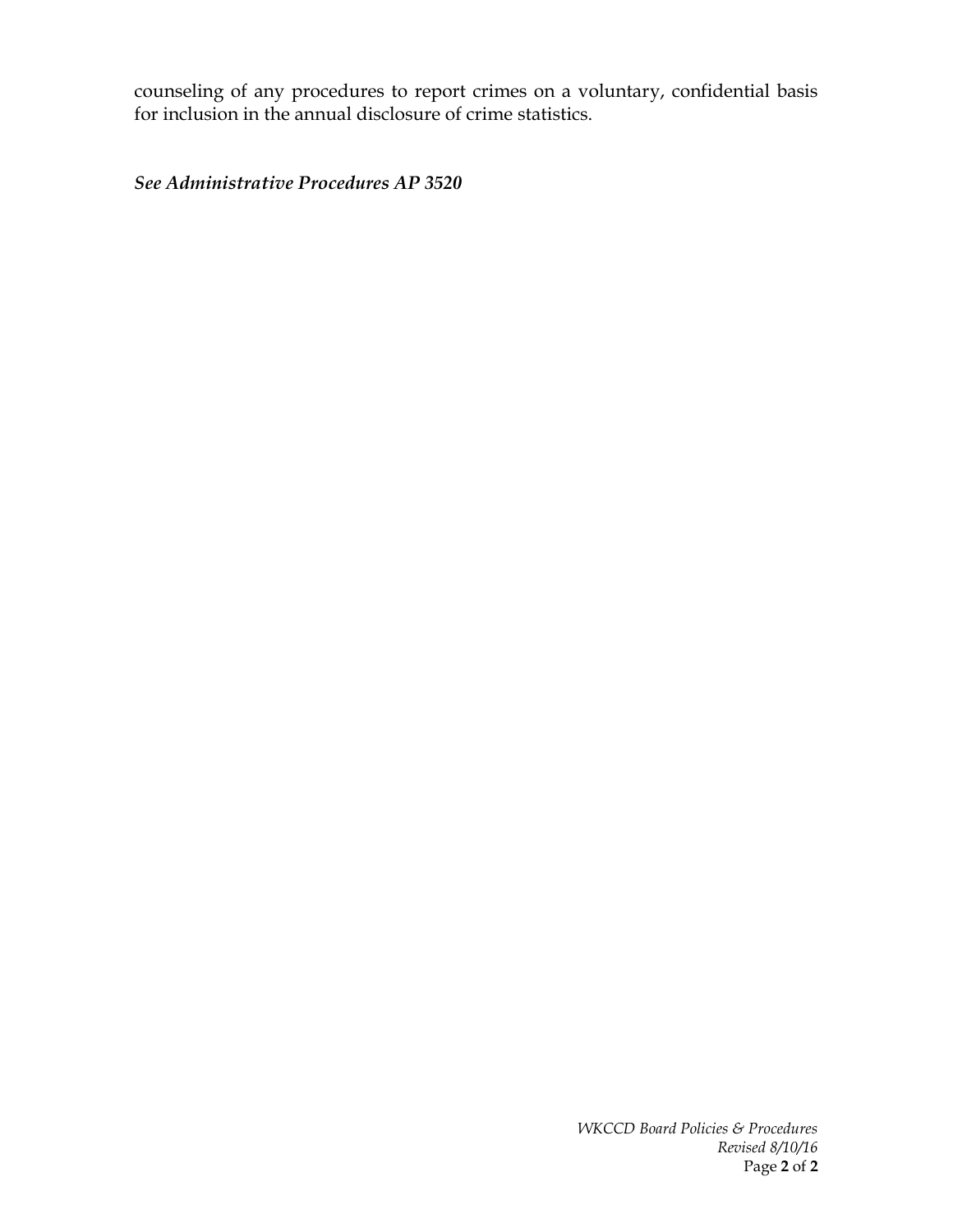counseling of any procedures to report crimes on a voluntary, confidential basis for inclusion in the annual disclosure of crime statistics.

***See Administrative Procedures AP 3520***